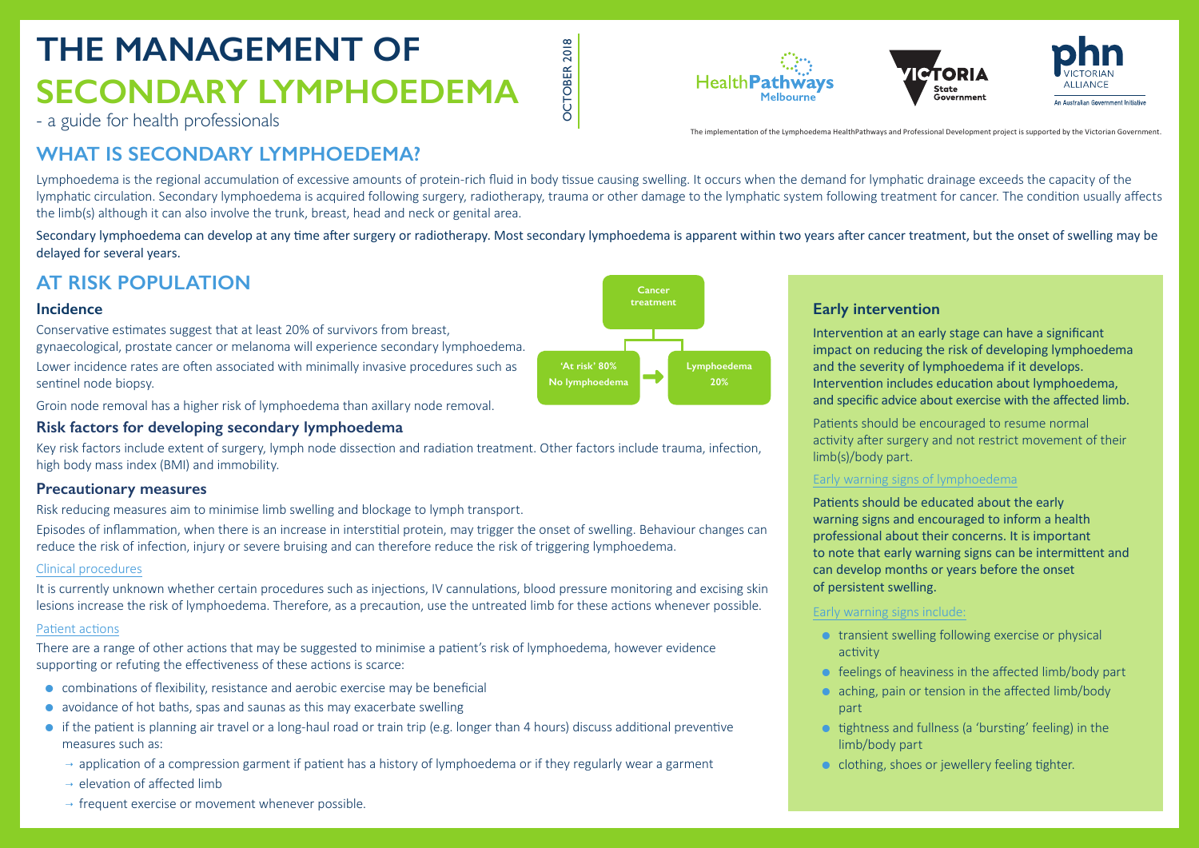# THE MANAGEMENT OF SECONDARY LYMPHOEDEMA

- a guide for health professionals

OCTOBER 2018

The implementation of the Lymphoedema HealthPathways and Professional Development project is supported by the Victorian Government.

## WHAT IS SECONDARY LYMPHOEDEMA?

Lymphoedema is the regional accumulation of excessive amounts of protein-rich fluid in body tissue causing swelling. It occurs when the demand for lymphatic drainage exceeds the capacity of the lymphatic circulation. Secondary lymphoedema is acquired following surgery, radiotherapy, trauma or other damage to the lymphatic system following treatment for cancer. The condition usually affects the limb(s) although it can also involve the trunk, breast, head and neck or genital area.

Secondary lymphoedema can develop at any time after surgery or radiotherapy. Most secondary lymphoedema is apparent within two years after cancer treatment, but the onset of swelling may be delayed for several years.

## AT RISK POPULATION

### Incidence

Conservative estimates suggest that at least 20% of survivors from breast, gynaecological, prostate cancer or melanoma will experience secondary lymphoedema. Lower incidence rates are often associated with minimally invasive procedures such as sentinel node biopsy.

Groin node removal has a higher risk of lymphoedema than axillary node removal.

Cancer treatment → 'At risk' 80% No lymphoedema → Lymphoedema 20%

### Risk factors for developing secondary lymphoedema

Key risk factors include extent of surgery, lymph node dissection and radiation treatment. Other factors include trauma, infection, high body mass index (BMI) and immobility.

### Precautionary measures

Risk reducing measures aim to minimise limb swelling and blockage to lymph transport.

Episodes of inflammation, when there is an increase in interstitial protein, may trigger the onset of swelling. Behaviour changes can reduce the risk of infection, injury or severe bruising and can therefore reduce the risk of triggering lymphoedema.

#### Clinical procedures

It is currently unknown whether certain procedures such as injections, IV cannulations, blood pressure monitoring and excising skin lesions increase the risk of lymphoedema. Therefore, as a precaution, use the untreated limb for these actions whenever possible.

#### Patient actions

There are a range of other actions that may be suggested to minimise a patient's risk of lymphoedema, however evidence supporting or refuting the effectiveness of these actions is scarce:

- combinations of flexibility, resistance and aerobic exercise may be beneficial
- avoidance of hot baths, spas and saunas as this may exacerbate swelling
- if the patient is planning air travel or a long-haul road or train trip (e.g. longer than 4 hours) discuss additional preventive measures such as:
  - → application of a compression garment if patient has a history of lymphoedema or if they regularly wear a garment
  - → elevation of affected limb
  - → frequent exercise or movement whenever possible.

### Early intervention

Intervention at an early stage can have a significant impact on reducing the risk of developing lymphoedema and the severity of lymphoedema if it develops. Intervention includes education about lymphoedema, and specific advice about exercise with the affected limb.

Patients should be encouraged to resume normal activity after surgery and not restrict movement of their limb(s)/body part.

#### Early warning signs of lymphoedema

Patients should be educated about the early warning signs and encouraged to inform a health professional about their concerns. It is important to note that early warning signs can be intermittent and can develop months or years before the onset of persistent swelling.

Early warning signs include:

- transient swelling following exercise or physical activity
- feelings of heaviness in the affected limb/body part
- aching, pain or tension in the affected limb/body part
- tightness and fullness (a 'bursting' feeling) in the limb/body part
- clothing, shoes or jewellery feeling tighter.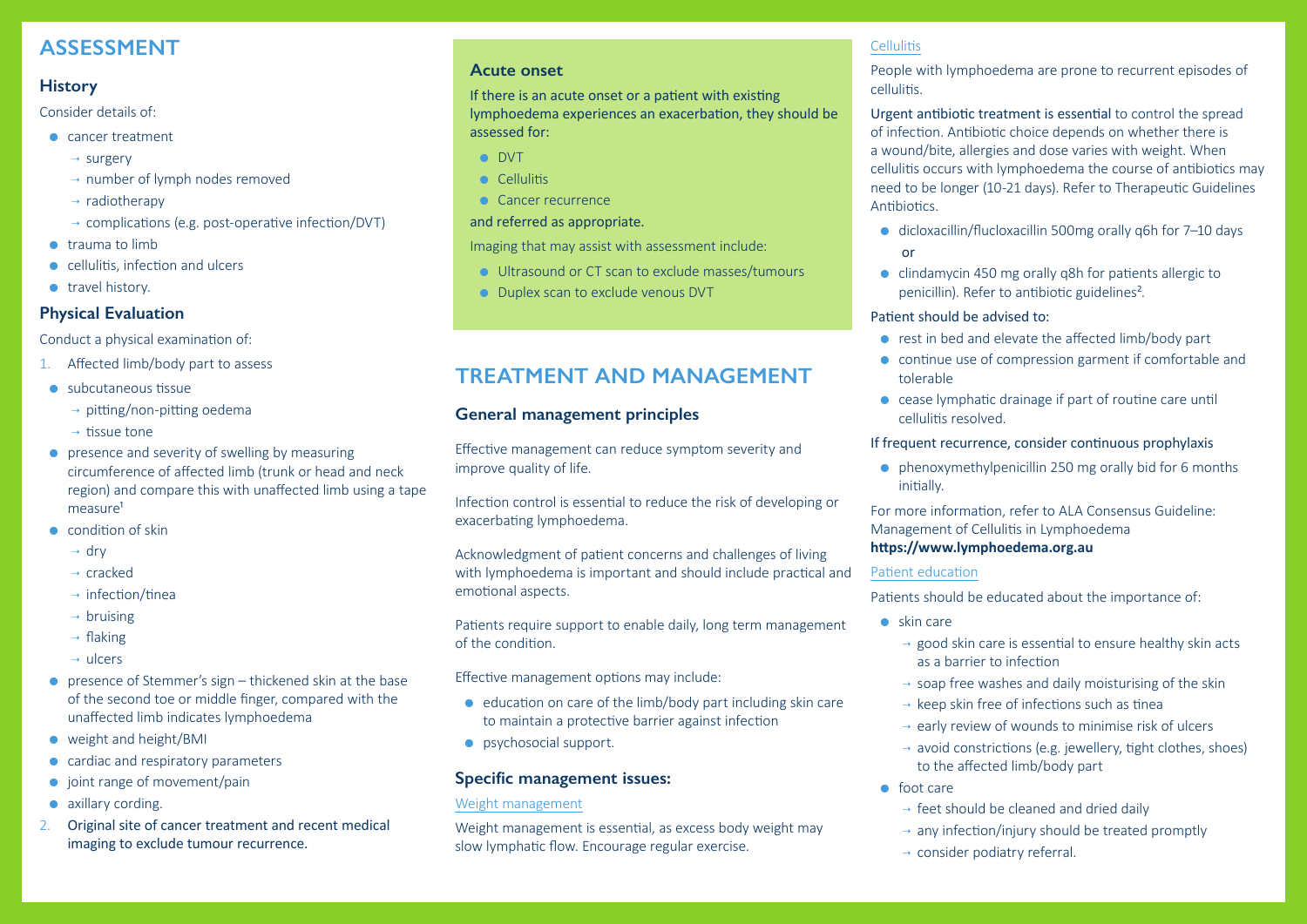## ASSESSMENT

### History

Consider details of:

- cancer treatment
  - → surgery
  - → number of lymph nodes removed
  - → radiotherapy
  - → complications (e.g. post-operative infection/DVT)
- trauma to limb
- cellulitis, infection and ulcers
- travel history.

### Physical Evaluation

Conduct a physical examination of:

1. Affected limb/body part to assess
   - subcutaneous tissue
     - → pitting/non-pitting oedema
     - → tissue tone
   - presence and severity of swelling by measuring circumference of affected limb (trunk or head and neck region) and compare this with unaffected limb using a tape measure[1]
   - condition of skin
     - → dry
     - → cracked
     - → infection/tinea
     - → bruising
     - → flaking
     - → ulcers
   - presence of Stemmer's sign – thickened skin at the base of the second toe or middle finger, compared with the unaffected limb indicates lymphoedema
   - weight and height/BMI
   - cardiac and respiratory parameters
   - joint range of movement/pain
   - axillary cording.
2. Original site of cancer treatment and recent medical imaging to exclude tumour recurrence.

### Acute onset

If there is an acute onset or a patient with existing lymphoedema experiences an exacerbation, they should be assessed for:

- DVT
- Cellulitis
- Cancer recurrence

and referred as appropriate.

Imaging that may assist with assessment include:

- Ultrasound or CT scan to exclude masses/tumours
- Duplex scan to exclude venous DVT

## TREATMENT AND MANAGEMENT

### General management principles

Effective management can reduce symptom severity and improve quality of life.

Infection control is essential to reduce the risk of developing or exacerbating lymphoedema.

Acknowledgment of patient concerns and challenges of living with lymphoedema is important and should include practical and emotional aspects.

Patients require support to enable daily, long term management of the condition.

Effective management options may include:

- education on care of the limb/body part including skin care to maintain a protective barrier against infection
- psychosocial support.

### Specific management issues:

#### Weight management

Weight management is essential, as excess body weight may slow lymphatic flow. Encourage regular exercise.

#### Cellulitis

People with lymphoedema are prone to recurrent episodes of cellulitis.

Urgent antibiotic treatment is essential to control the spread of infection. Antibiotic choice depends on whether there is a wound/bite, allergies and dose varies with weight. When cellulitis occurs with lymphoedema the course of antibiotics may need to be longer (10-21 days). Refer to Therapeutic Guidelines Antibiotics.

- dicloxacillin/flucloxacillin 500mg orally q6h for 7–10 days
  or
- clindamycin 450 mg orally q8h for patients allergic to penicillin). Refer to antibiotic guidelines[2].

Patient should be advised to:

- rest in bed and elevate the affected limb/body part
- continue use of compression garment if comfortable and tolerable
- cease lymphatic drainage if part of routine care until cellulitis resolved.

If frequent recurrence, consider continuous prophylaxis

- phenoxymethylpenicillin 250 mg orally bid for 6 months initially.

For more information, refer to ALA Consensus Guideline: Management of Cellulitis in Lymphoedema
**https://www.lymphoedema.org.au**

#### Patient education

Patients should be educated about the importance of:

- skin care
  - → good skin care is essential to ensure healthy skin acts as a barrier to infection
  - → soap free washes and daily moisturising of the skin
  - → keep skin free of infections such as tinea
  - → early review of wounds to minimise risk of ulcers
  - → avoid constrictions (e.g. jewellery, tight clothes, shoes) to the affected limb/body part
- foot care
  - → feet should be cleaned and dried daily
  - → any infection/injury should be treated promptly
  - → consider podiatry referral.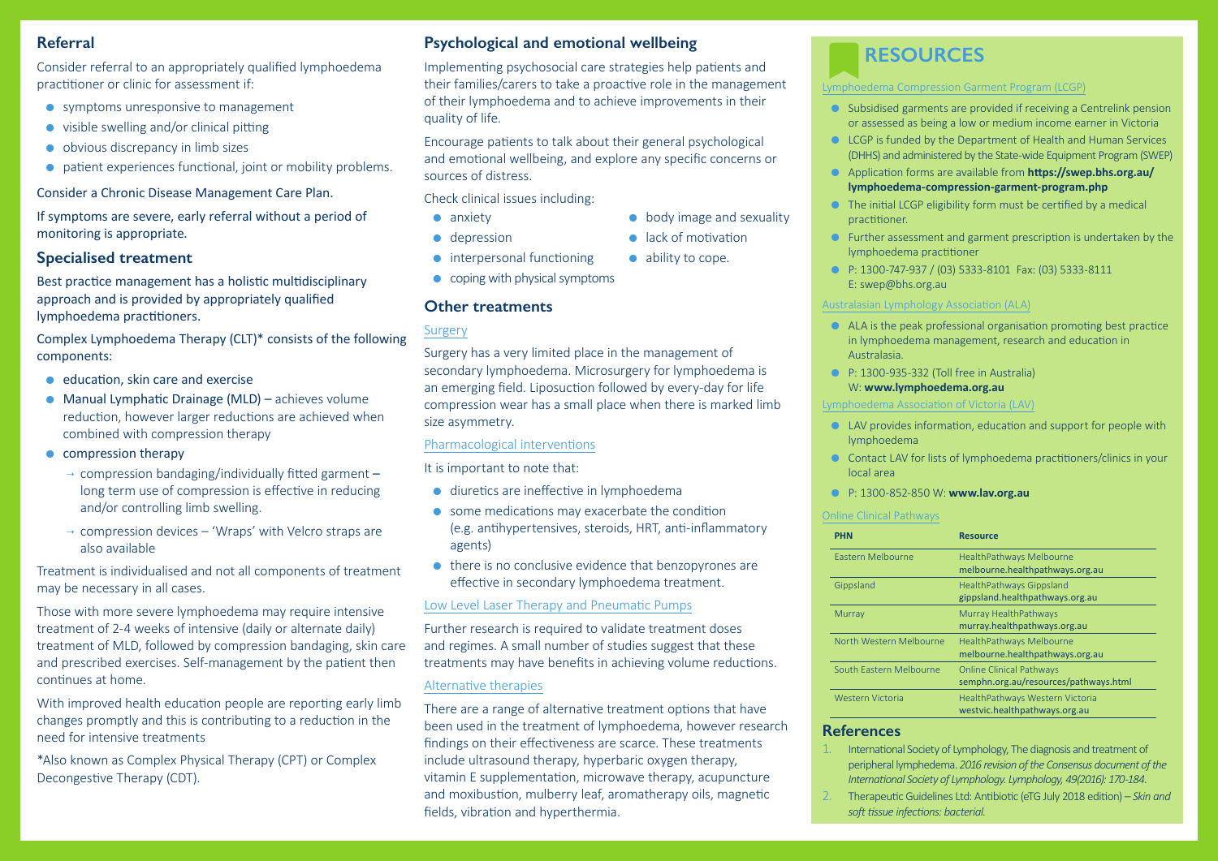## Referral

Consider referral to an appropriately qualified lymphoedema practitioner or clinic for assessment if:

- symptoms unresponsive to management
- visible swelling and/or clinical pitting
- obvious discrepancy in limb sizes
- patient experiences functional, joint or mobility problems.

Consider a Chronic Disease Management Care Plan.

If symptoms are severe, early referral without a period of monitoring is appropriate.

## Specialised treatment

Best practice management has a holistic multidisciplinary approach and is provided by appropriately qualified lymphoedema practitioners.

Complex Lymphoedema Therapy (CLT)* consists of the following components:

- education, skin care and exercise
- Manual Lymphatic Drainage (MLD) – achieves volume reduction, however larger reductions are achieved when combined with compression therapy
- compression therapy
  - → compression bandaging/individually fitted garment – long term use of compression is effective in reducing and/or controlling limb swelling.
  - → compression devices – 'Wraps' with Velcro straps are also available

Treatment is individualised and not all components of treatment may be necessary in all cases.

Those with more severe lymphoedema may require intensive treatment of 2-4 weeks of intensive (daily or alternate daily) treatment of MLD, followed by compression bandaging, skin care and prescribed exercises. Self-management by the patient then continues at home.

With improved health education people are reporting early limb changes promptly and this is contributing to a reduction in the need for intensive treatments

*Also known as Complex Physical Therapy (CPT) or Complex Decongestive Therapy (CDT).

## Psychological and emotional wellbeing

Implementing psychosocial care strategies help patients and their families/carers to take a proactive role in the management of their lymphoedema and to achieve improvements in their quality of life.

Encourage patients to talk about their general psychological and emotional wellbeing, and explore any specific concerns or sources of distress.

Check clinical issues including:

- anxiety
- depression
- interpersonal functioning
- coping with physical symptoms
- body image and sexuality
- lack of motivation
- ability to cope.

## Other treatments

### Surgery

Surgery has a very limited place in the management of secondary lymphoedema. Microsurgery for lymphoedema is an emerging field. Liposuction followed by every-day for life compression wear has a small place when there is marked limb size asymmetry.

### Pharmacological interventions

It is important to note that:

- diuretics are ineffective in lymphoedema
- some medications may exacerbate the condition (e.g. antihypertensives, steroids, HRT, anti-inflammatory agents)
- there is no conclusive evidence that benzopyrones are effective in secondary lymphoedema treatment.

### Low Level Laser Therapy and Pneumatic Pumps

Further research is required to validate treatment doses and regimes. A small number of studies suggest that these treatments may have benefits in achieving volume reductions.

### Alternative therapies

There are a range of alternative treatment options that have been used in the treatment of lymphoedema, however research findings on their effectiveness are scarce. These treatments include ultrasound therapy, hyperbaric oxygen therapy, vitamin E supplementation, microwave therapy, acupuncture and moxibustion, mulberry leaf, aromatherapy oils, magnetic fields, vibration and hyperthermia.

## RESOURCES

### Lymphoedema Compression Garment Program (LCGP)

- Subsidised garments are provided if receiving a Centrelink pension or assessed as being a low or medium income earner in Victoria
- LCGP is funded by the Department of Health and Human Services (DHHS) and administered by the State-wide Equipment Program (SWEP)
- Application forms are available from **https://swep.bhs.org.au/lymphoedema-compression-garment-program.php**
- The initial LCGP eligibility form must be certified by a medical practitioner.
- Further assessment and garment prescription is undertaken by the lymphoedema practitioner
- P: 1300-747-937 / (03) 5333-8101 Fax: (03) 5333-8111  
  E: swep@bhs.org.au

### Australasian Lymphology Association (ALA)

- ALA is the peak professional organisation promoting best practice in lymphoedema management, research and education in Australasia.
- P: 1300-935-332 (Toll free in Australia)  
  W: **www.lymphoedema.org.au**

### Lymphoedema Association of Victoria (LAV)

- LAV provides information, education and support for people with lymphoedema
- Contact LAV for lists of lymphoedema practitioners/clinics in your local area
- P: 1300-852-850 W: **www.lav.org.au**

### Online Clinical Pathways

| PHN | Resource |
|---|---|
| Eastern Melbourne | HealthPathways Melbourne melbourne.healthpathways.org.au |
| Gippsland | HealthPathways Gippsland gippsland.healthpathways.org.au |
| Murray | Murray HealthPathways murray.healthpathways.org.au |
| North Western Melbourne | HealthPathways Melbourne melbourne.healthpathways.org.au |
| South Eastern Melbourne | Online Clinical Pathways semphn.org.au/resources/pathways.html |
| Western Victoria | HealthPathways Western Victoria westvic.healthpathways.org.au |

## References

1. International Society of Lymphology, The diagnosis and treatment of peripheral lymphedema. *2016 revision of the Consensus document of the International Society of Lymphology. Lymphology, 49(2016): 170-184.*
2. Therapeutic Guidelines Ltd: Antibiotic (eTG July 2018 edition) – *Skin and soft tissue infections: bacterial.*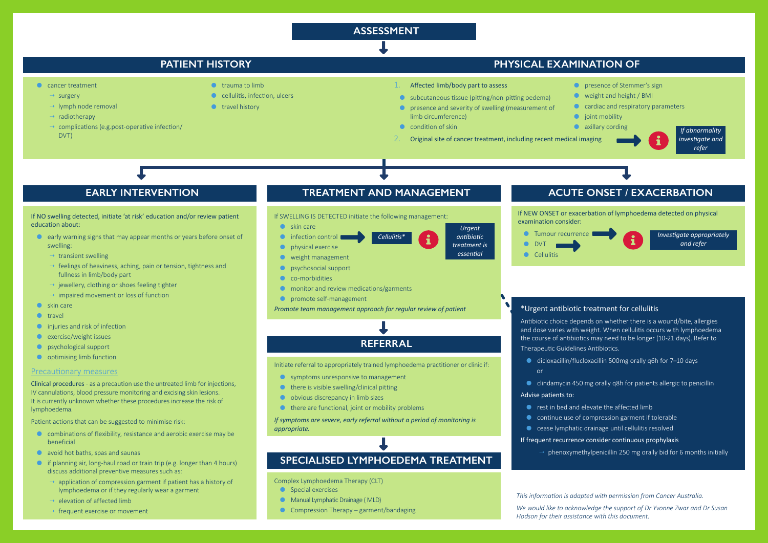# ASSESSMENT

## PATIENT HISTORY

- cancer treatment
  - → surgery
  - → lymph node removal
  - → radiotherapy
  - → complications (e.g.post-operative infection/ DVT)
- trauma to limb
- cellulitis, infection, ulcers
- travel history

## PHYSICAL EXAMINATION OF

1. Affected limb/body part to assess
   - subcutaneous tissue (pitting/non-pitting oedema)
   - presence and severity of swelling (measurement of limb circumference)
   - condition of skin
   - presence of Stemmer's sign
   - weight and height / BMI
   - cardiac and respiratory parameters
   - joint mobility
   - axillary cording
2. Original site of cancer treatment, including recent medical imaging

*If abnormality investigate and refer*

## EARLY INTERVENTION

If NO swelling detected, initiate 'at risk' education and/or review patient education about:

- early warning signs that may appear months or years before onset of swelling:
  - → transient swelling
  - → feelings of heaviness, aching, pain or tension, tightness and fullness in limb/body part
  - → jewellery, clothing or shoes feeling tighter
  - → impaired movement or loss of function
- skin care
- travel
- injuries and risk of infection
- exercise/weight issues
- psychological support
- optimising limb function

### Precautionary measures

Clinical procedures - as a precaution use the untreated limb for injections, IV cannulations, blood pressure monitoring and excising skin lesions. It is currently unknown whether these procedures increase the risk of lymphoedema.

Patient actions that can be suggested to minimise risk:

- combinations of flexibility, resistance and aerobic exercise may be beneficial
- avoid hot baths, spas and saunas
- if planning air, long-haul road or train trip (e.g. longer than 4 hours) discuss additional preventive measures such as:
  - → application of compression garment if patient has a history of lymphoedema or if they regularly wear a garment
  - → elevation of affected limb
  - → frequent exercise or movement

## TREATMENT AND MANAGEMENT

If SWELLING IS DETECTED initiate the following management:

- skin care
- infection control → *Cellulitis** → *Urgent antibiotic treatment is essential*
- physical exercise
- weight management
- psychosocial support
- co-morbidities
- monitor and review medications/garments
- promote self-management

*Promote team management approach for regular review of patient*

## REFERRAL

Initiate referral to appropriately trained lymphoedema practitioner or clinic if:

- symptoms unresponsive to management
- there is visible swelling/clinical pitting
- obvious discrepancy in limb sizes
- there are functional, joint or mobility problems

*If symptoms are severe, early referral without a period of monitoring is appropriate.*

## SPECIALISED LYMPHOEDEMA TREATMENT

Complex Lymphoedema Therapy (CLT)

- Special exercises
- Manual Lymphatic Drainage ( MLD)
- Compression Therapy – garment/bandaging

## ACUTE ONSET / EXACERBATION

If NEW ONSET or exacerbation of lymphoedema detected on physical examination consider:

- Tumour recurrence
- DVT
- Cellulitis

*Investigate appropriately and refer*

### *Urgent antibiotic treatment for cellulitis

Antibiotic choice depends on whether there is a wound/bite, allergies and dose varies with weight. When cellulitis occurs with lymphoedema the course of antibiotics may need to be longer (10-21 days). Refer to Therapeutic Guidelines Antibiotics.

- dicloxacillin/flucloxacillin 500mg orally q6h for 7–10 days

  or

- clindamycin 450 mg orally q8h for patients allergic to penicillin

Advise patients to:

- rest in bed and elevate the affected limb
- continue use of compression garment if tolerable
- cease lymphatic drainage until cellulitis resolved

If frequent recurrence consider continuous prophylaxis

- → phenoxymethylpenicillin 250 mg orally bid for 6 months initially

*This information is adapted with permission from Cancer Australia.*

*We would like to acknowledge the support of Dr Yvonne Zwar and Dr Susan Hodson for their assistance with this document.*